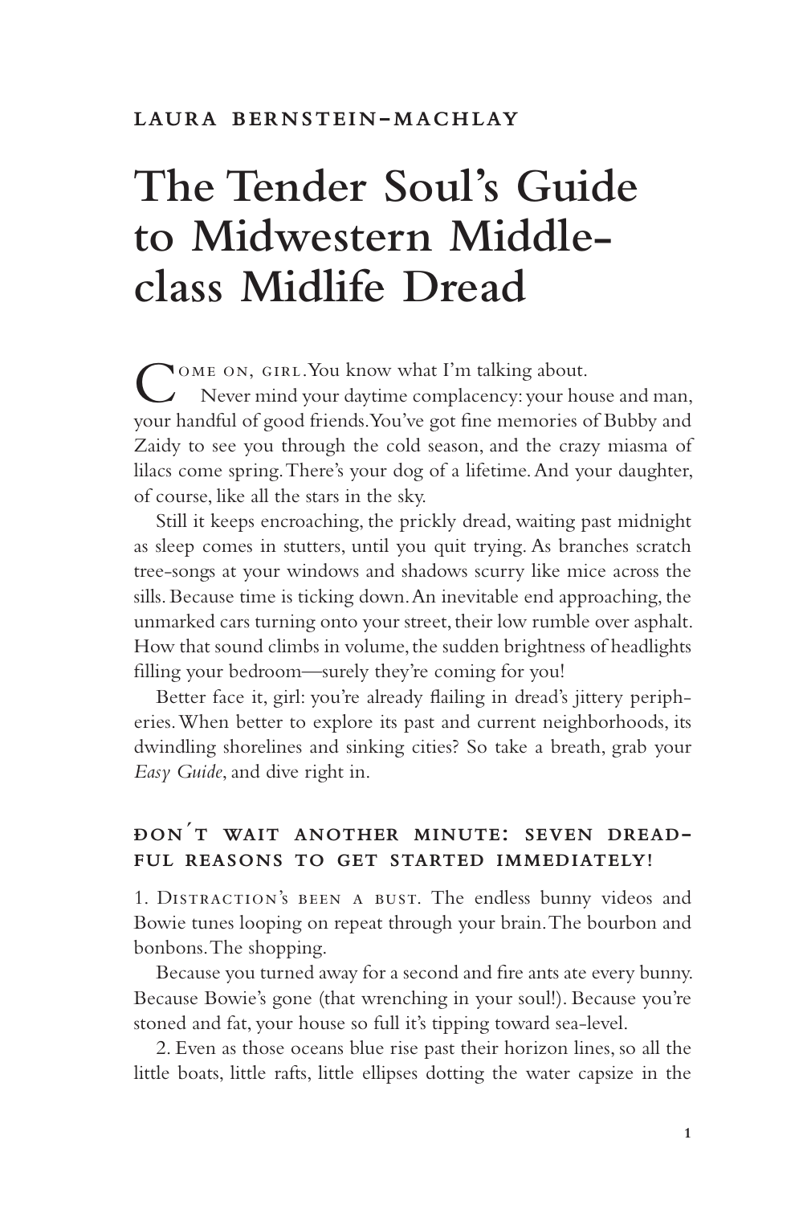LAURA BERNSTEIN-MACHLAY

# The Tender Soul's Guide to Midwestern Middle-class Midlife Dread

COME ON, GIRL. You know what I'm talking about.

Never mind your daytime complacency: your house and man, your handful of good friends. You've got fine memories of Bubby and Zaidy to see you through the cold season, and the crazy miasma of lilacs come spring. There's your dog of a lifetime. And your daughter, of course, like all the stars in the sky.

Still it keeps encroaching, the prickly dread, waiting past midnight as sleep comes in stutters, until you quit trying. As branches scratch tree-songs at your windows and shadows scurry like mice across the sills. Because time is ticking down. An inevitable end approaching, the unmarked cars turning onto your street, their low rumble over asphalt. How that sound climbs in volume, the sudden brightness of headlights filling your bedroom—surely they're coming for you!

Better face it, girl: you're already flailing in dread's jittery peripheries. When better to explore its past and current neighborhoods, its dwindling shorelines and sinking cities? So take a breath, grab your *Easy Guide*, and dive right in.

## ĐON´T WAIT ANOTHER MINUTE: SEVEN DREADFUL REASONS TO GET STARTED IMMEDIATELY!

1. DISTRACTION'S BEEN A BUST. The endless bunny videos and Bowie tunes looping on repeat through your brain. The bourbon and bonbons. The shopping.

Because you turned away for a second and fire ants ate every bunny. Because Bowie's gone (that wrenching in your soul!). Because you're stoned and fat, your house so full it's tipping toward sea-level.

2. Even as those oceans blue rise past their horizon lines, so all the little boats, little rafts, little ellipses dotting the water capsize in the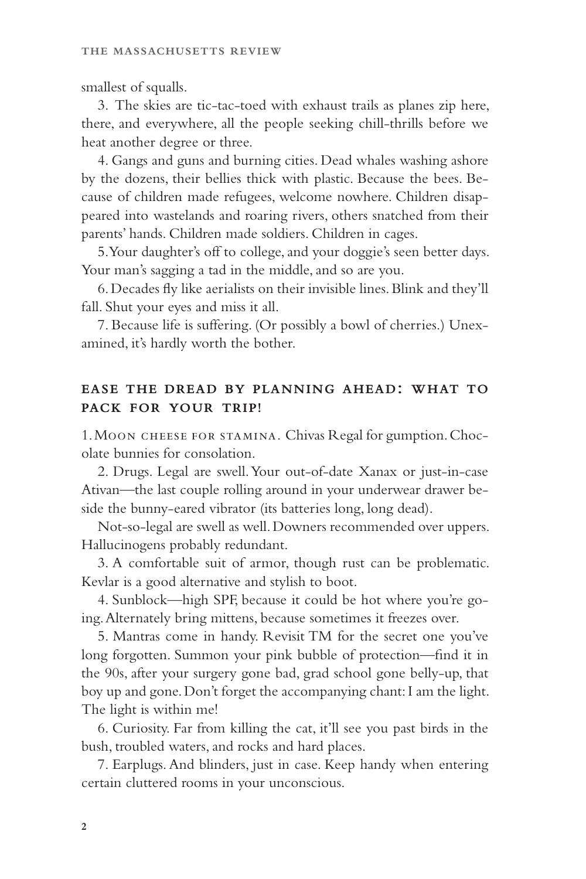smallest of squalls.

3. The skies are tic-tac-toed with exhaust trails as planes zip here, there, and everywhere, all the people seeking chill-thrills before we heat another degree or three.

4. Gangs and guns and burning cities. Dead whales washing ashore by the dozens, their bellies thick with plastic. Because the bees. Because of children made refugees, welcome nowhere. Children disappeared into wastelands and roaring rivers, others snatched from their parents' hands. Children made soldiers. Children in cages.

5. Your daughter's off to college, and your doggie's seen better days. Your man's sagging a tad in the middle, and so are you.

6. Decades fly like aerialists on their invisible lines. Blink and they'll fall. Shut your eyes and miss it all.

7. Because life is suffering. (Or possibly a bowl of cherries.) Unexamined, it's hardly worth the bother.

## EASE THE DREAD BY PLANNING AHEAD: WHAT TO PACK FOR YOUR TRIP!

1. Moon cheese for stamina. Chivas Regal for gumption. Chocolate bunnies for consolation.

2. Drugs. Legal are swell. Your out-of-date Xanax or just-in-case Ativan—the last couple rolling around in your underwear drawer beside the bunny-eared vibrator (its batteries long, long dead).

Not-so-legal are swell as well. Downers recommended over uppers. Hallucinogens probably redundant.

3. A comfortable suit of armor, though rust can be problematic. Kevlar is a good alternative and stylish to boot.

4. Sunblock—high SPF, because it could be hot where you're going. Alternately bring mittens, because sometimes it freezes over.

5. Mantras come in handy. Revisit TM for the secret one you've long forgotten. Summon your pink bubble of protection—find it in the 90s, after your surgery gone bad, grad school gone belly-up, that boy up and gone. Don't forget the accompanying chant: I am the light. The light is within me!

6. Curiosity. Far from killing the cat, it'll see you past birds in the bush, troubled waters, and rocks and hard places.

7. Earplugs. And blinders, just in case. Keep handy when entering certain cluttered rooms in your unconscious.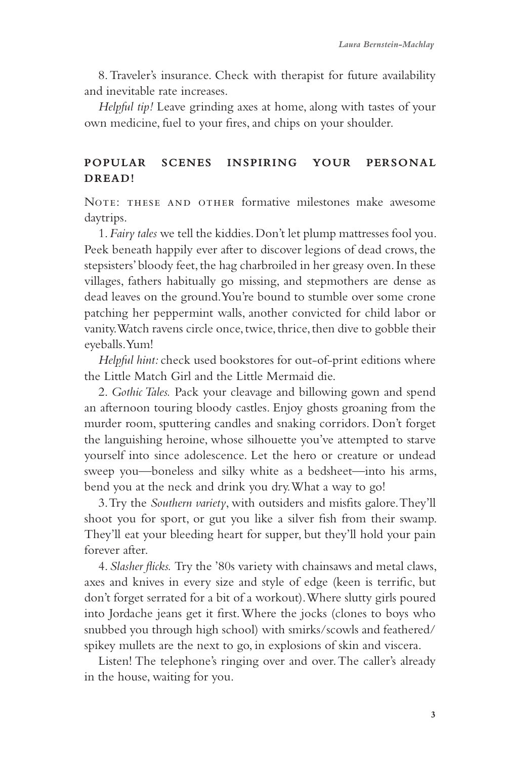8. Traveler's insurance. Check with therapist for future availability and inevitable rate increases.

*Helpful tip!* Leave grinding axes at home, along with tastes of your own medicine, fuel to your fires, and chips on your shoulder.

## POPULAR SCENES INSPIRING YOUR PERSONAL DREAD!

NOTE: THESE AND OTHER formative milestones make awesome daytrips.

1. *Fairy tales* we tell the kiddies. Don't let plump mattresses fool you. Peek beneath happily ever after to discover legions of dead crows, the stepsisters' bloody feet, the hag charbroiled in her greasy oven. In these villages, fathers habitually go missing, and stepmothers are dense as dead leaves on the ground. You're bound to stumble over some crone patching her peppermint walls, another convicted for child labor or vanity. Watch ravens circle once, twice, thrice, then dive to gobble their eyeballs. Yum!

*Helpful hint:* check used bookstores for out-of-print editions where the Little Match Girl and the Little Mermaid die.

2. *Gothic Tales.* Pack your cleavage and billowing gown and spend an afternoon touring bloody castles. Enjoy ghosts groaning from the murder room, sputtering candles and snaking corridors. Don't forget the languishing heroine, whose silhouette you've attempted to starve yourself into since adolescence. Let the hero or creature or undead sweep you—boneless and silky white as a bedsheet—into his arms, bend you at the neck and drink you dry. What a way to go!

3. Try the *Southern variety*, with outsiders and misfits galore. They'll shoot you for sport, or gut you like a silver fish from their swamp. They'll eat your bleeding heart for supper, but they'll hold your pain forever after.

4. *Slasher flicks.* Try the '80s variety with chainsaws and metal claws, axes and knives in every size and style of edge (keen is terrific, but don't forget serrated for a bit of a workout). Where slutty girls poured into Jordache jeans get it first. Where the jocks (clones to boys who snubbed you through high school) with smirks/scowls and feathered/spikey mullets are the next to go, in explosions of skin and viscera.

Listen! The telephone's ringing over and over. The caller's already in the house, waiting for you.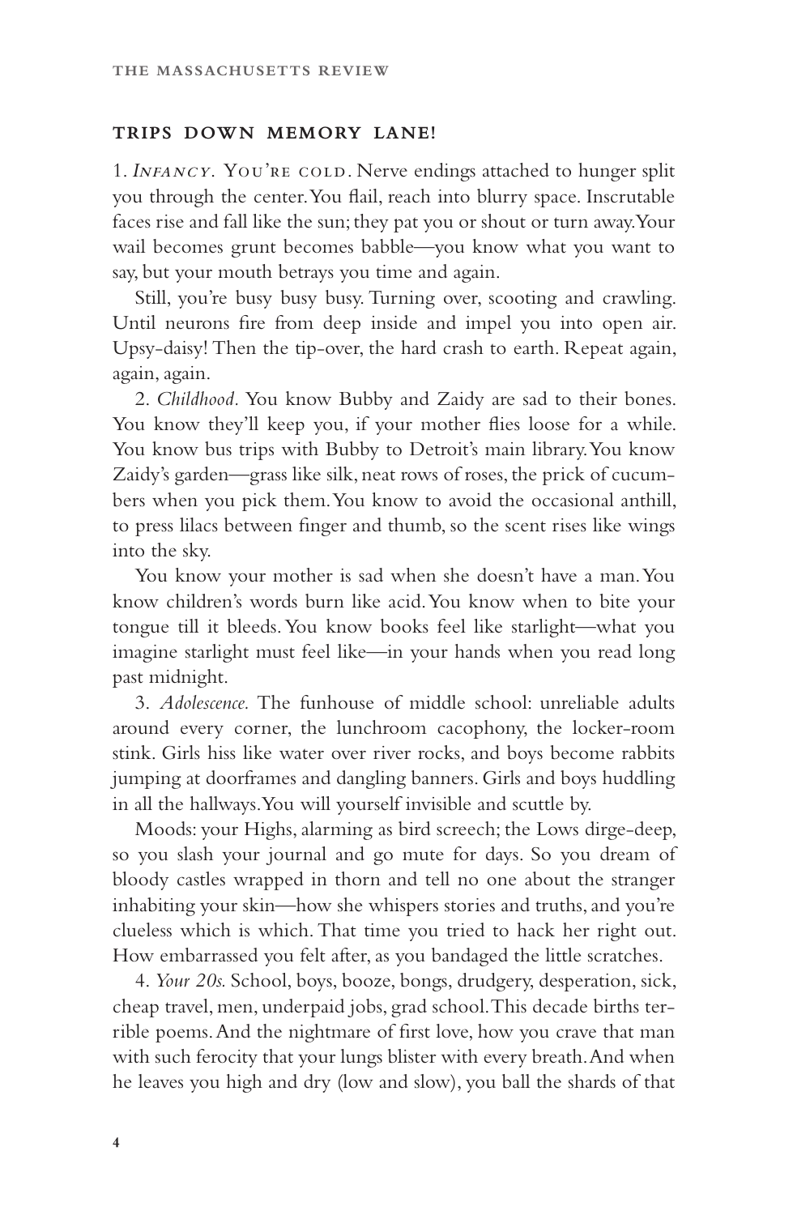## TRIPS DOWN MEMORY LANE!

1. *Infancy.* You're cold. Nerve endings attached to hunger split you through the center. You flail, reach into blurry space. Inscrutable faces rise and fall like the sun; they pat you or shout or turn away. Your wail becomes grunt becomes babble—you know what you want to say, but your mouth betrays you time and again.

Still, you're busy busy busy. Turning over, scooting and crawling. Until neurons fire from deep inside and impel you into open air. Upsy-daisy! Then the tip-over, the hard crash to earth. Repeat again, again, again.

2. *Childhood.* You know Bubby and Zaidy are sad to their bones. You know they'll keep you, if your mother flies loose for a while. You know bus trips with Bubby to Detroit's main library. You know Zaidy's garden—grass like silk, neat rows of roses, the prick of cucumbers when you pick them. You know to avoid the occasional anthill, to press lilacs between finger and thumb, so the scent rises like wings into the sky.

You know your mother is sad when she doesn't have a man. You know children's words burn like acid. You know when to bite your tongue till it bleeds. You know books feel like starlight—what you imagine starlight must feel like—in your hands when you read long past midnight.

3. *Adolescence.* The funhouse of middle school: unreliable adults around every corner, the lunchroom cacophony, the locker-room stink. Girls hiss like water over river rocks, and boys become rabbits jumping at doorframes and dangling banners. Girls and boys huddling in all the hallways. You will yourself invisible and scuttle by.

Moods: your Highs, alarming as bird screech; the Lows dirge-deep, so you slash your journal and go mute for days. So you dream of bloody castles wrapped in thorn and tell no one about the stranger inhabiting your skin—how she whispers stories and truths, and you're clueless which is which. That time you tried to hack her right out. How embarrassed you felt after, as you bandaged the little scratches.

4. *Your 20s.* School, boys, booze, bongs, drudgery, desperation, sick, cheap travel, men, underpaid jobs, grad school. This decade births terrible poems. And the nightmare of first love, how you crave that man with such ferocity that your lungs blister with every breath. And when he leaves you high and dry (low and slow), you ball the shards of that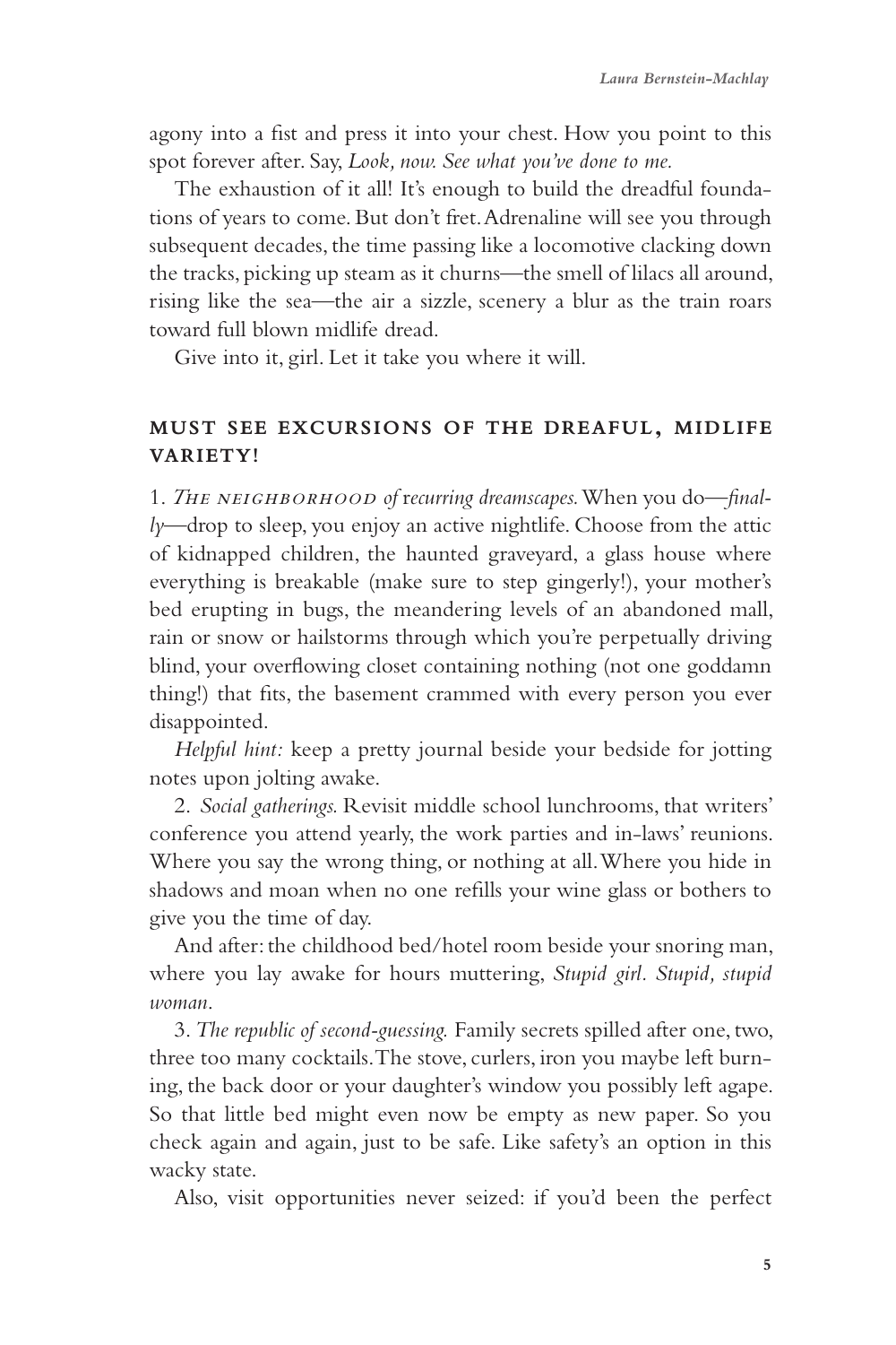agony into a fist and press it into your chest. How you point to this spot forever after. Say, *Look, now. See what you've done to me.*

The exhaustion of it all! It's enough to build the dreadful foundations of years to come. But don't fret. Adrenaline will see you through subsequent decades, the time passing like a locomotive clacking down the tracks, picking up steam as it churns—the smell of lilacs all around, rising like the sea—the air a sizzle, scenery a blur as the train roars toward full blown midlife dread.

Give into it, girl. Let it take you where it will.

## MUST SEE EXCURSIONS OF THE DREAFUL, MIDLIFE VARIETY!

1. *The neighborhood of recurring dreamscapes.* When you do—*finally*—drop to sleep, you enjoy an active nightlife. Choose from the attic of kidnapped children, the haunted graveyard, a glass house where everything is breakable (make sure to step gingerly!), your mother's bed erupting in bugs, the meandering levels of an abandoned mall, rain or snow or hailstorms through which you're perpetually driving blind, your overflowing closet containing nothing (not one goddamn thing!) that fits, the basement crammed with every person you ever disappointed.

*Helpful hint:* keep a pretty journal beside your bedside for jotting notes upon jolting awake.

2. *Social gatherings.* Revisit middle school lunchrooms, that writers' conference you attend yearly, the work parties and in-laws' reunions. Where you say the wrong thing, or nothing at all. Where you hide in shadows and moan when no one refills your wine glass or bothers to give you the time of day.

And after: the childhood bed/hotel room beside your snoring man, where you lay awake for hours muttering, *Stupid girl. Stupid, stupid woman*.

3. *The republic of second-guessing.* Family secrets spilled after one, two, three too many cocktails. The stove, curlers, iron you maybe left burning, the back door or your daughter's window you possibly left agape. So that little bed might even now be empty as new paper. So you check again and again, just to be safe. Like safety's an option in this wacky state.

Also, visit opportunities never seized: if you'd been the perfect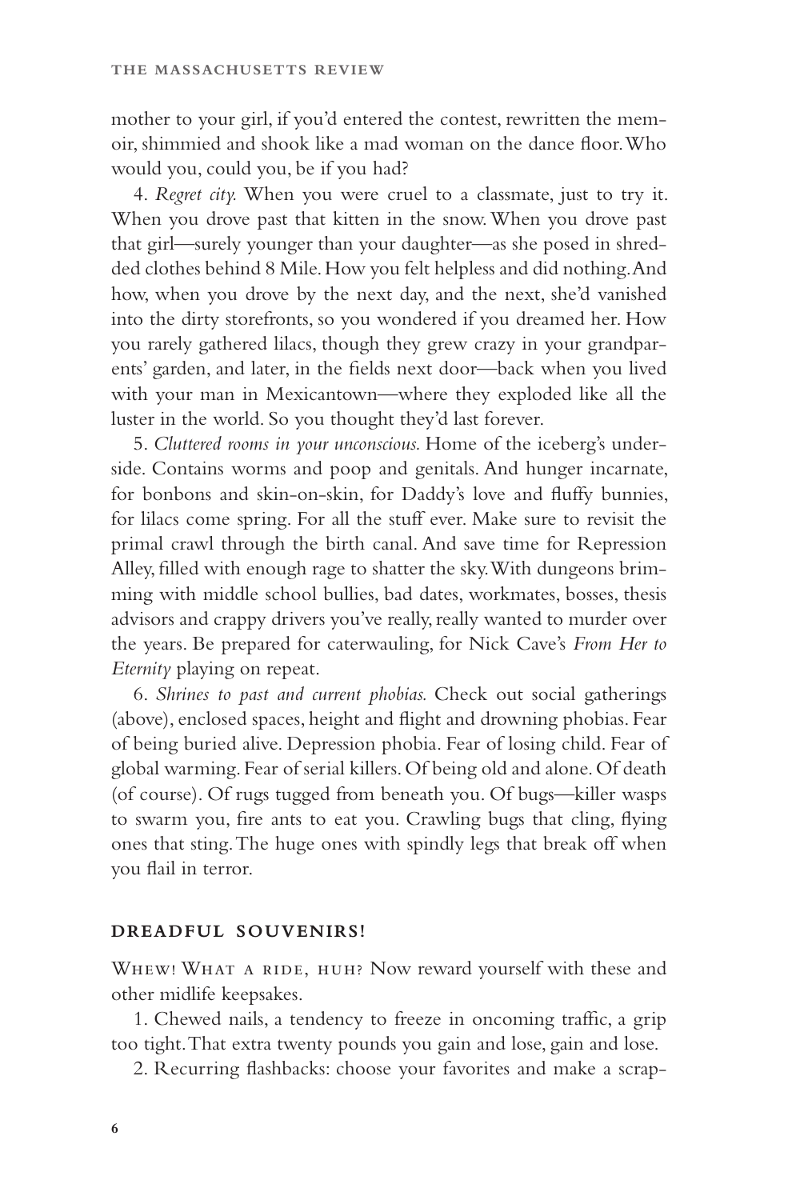mother to your girl, if you'd entered the contest, rewritten the memoir, shimmied and shook like a mad woman on the dance floor. Who would you, could you, be if you had?

4. *Regret city.* When you were cruel to a classmate, just to try it. When you drove past that kitten in the snow. When you drove past that girl—surely younger than your daughter—as she posed in shredded clothes behind 8 Mile. How you felt helpless and did nothing. And how, when you drove by the next day, and the next, she'd vanished into the dirty storefronts, so you wondered if you dreamed her. How you rarely gathered lilacs, though they grew crazy in your grandparents' garden, and later, in the fields next door—back when you lived with your man in Mexicantown—where they exploded like all the luster in the world. So you thought they'd last forever.

5. *Cluttered rooms in your unconscious.* Home of the iceberg's underside. Contains worms and poop and genitals. And hunger incarnate, for bonbons and skin-on-skin, for Daddy's love and fluffy bunnies, for lilacs come spring. For all the stuff ever. Make sure to revisit the primal crawl through the birth canal. And save time for Repression Alley, filled with enough rage to shatter the sky. With dungeons brimming with middle school bullies, bad dates, workmates, bosses, thesis advisors and crappy drivers you've really, really wanted to murder over the years. Be prepared for caterwauling, for Nick Cave's *From Her to Eternity* playing on repeat.

6. *Shrines to past and current phobias.* Check out social gatherings (above), enclosed spaces, height and flight and drowning phobias. Fear of being buried alive. Depression phobia. Fear of losing child. Fear of global warming. Fear of serial killers. Of being old and alone. Of death (of course). Of rugs tugged from beneath you. Of bugs—killer wasps to swarm you, fire ants to eat you. Crawling bugs that cling, flying ones that sting. The huge ones with spindly legs that break off when you flail in terror.

## DREADFUL SOUVENIRS!

WHEW! WHAT A RIDE, HUH? Now reward yourself with these and other midlife keepsakes.

1. Chewed nails, a tendency to freeze in oncoming traffic, a grip too tight. That extra twenty pounds you gain and lose, gain and lose.

2. Recurring flashbacks: choose your favorites and make a scrap-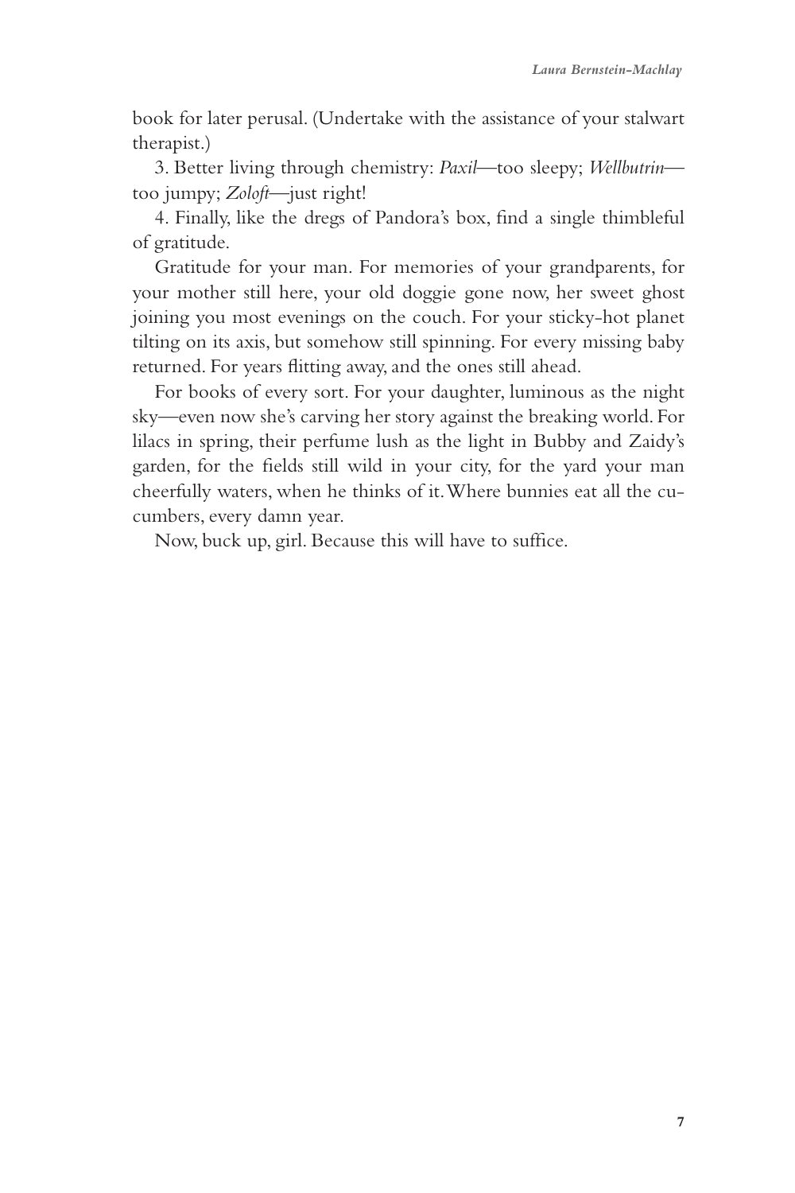book for later perusal. (Undertake with the assistance of your stalwart therapist.)

3. Better living through chemistry: *Paxil*—too sleepy; *Wellbutrin*—too jumpy; *Zoloft*—just right!

4. Finally, like the dregs of Pandora's box, find a single thimbleful of gratitude.

Gratitude for your man. For memories of your grandparents, for your mother still here, your old doggie gone now, her sweet ghost joining you most evenings on the couch. For your sticky-hot planet tilting on its axis, but somehow still spinning. For every missing baby returned. For years flitting away, and the ones still ahead.

For books of every sort. For your daughter, luminous as the night sky—even now she's carving her story against the breaking world. For lilacs in spring, their perfume lush as the light in Bubby and Zaidy's garden, for the fields still wild in your city, for the yard your man cheerfully waters, when he thinks of it. Where bunnies eat all the cucumbers, every damn year.

Now, buck up, girl. Because this will have to suffice.